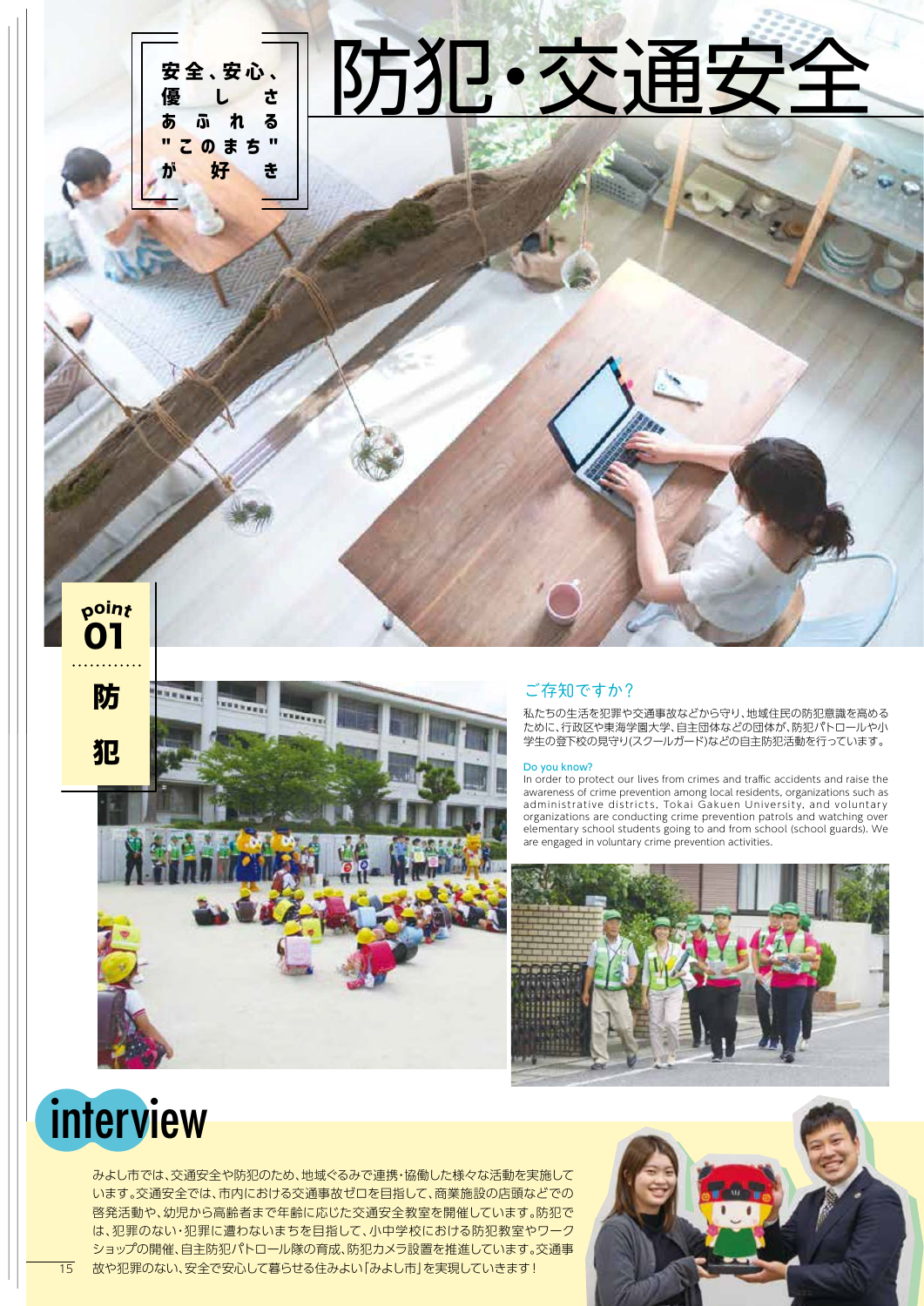# 防犯・交通安全

安全、安心、優しさあふれる"このまち"が好き

point 01

## 防犯

### ご存知ですか?

私たちの生活を犯罪や交通事故などから守り、地域住民の防犯意識を高めるために、行政区や東海学園大学、自主団体などの団体が、防犯パトロールや小学生の登下校の見守り(スクールガード)などの自主防犯活動を行っています。

### Do you know?

In order to protect our lives from crimes and traffic accidents and raise the awareness of crime prevention among local residents, organizations such as administrative districts, Tokai Gakuen University, and voluntary organizations are conducting crime prevention patrols and watching over elementary school students going to and from school (school guards). We are engaged in voluntary crime prevention activities.

## interview

みよし市では、交通安全や防犯のため、地域ぐるみで連携・協働した様々な活動を実施しています。交通安全では、市内における交通事故ゼロを目指して、商業施設の店頭などでの啓発活動や、幼児から高齢者まで年齢に応じた交通安全教室を開催しています。防犯では、犯罪のない・犯罪に遭わないまちを目指して、小中学校における防犯教室やワークショップの開催、自主防犯パトロール隊の育成、防犯カメラ設置を推進しています。交通事故や犯罪のない、安全で安心して暮らせる住みよい「みよし市」を実現していきます!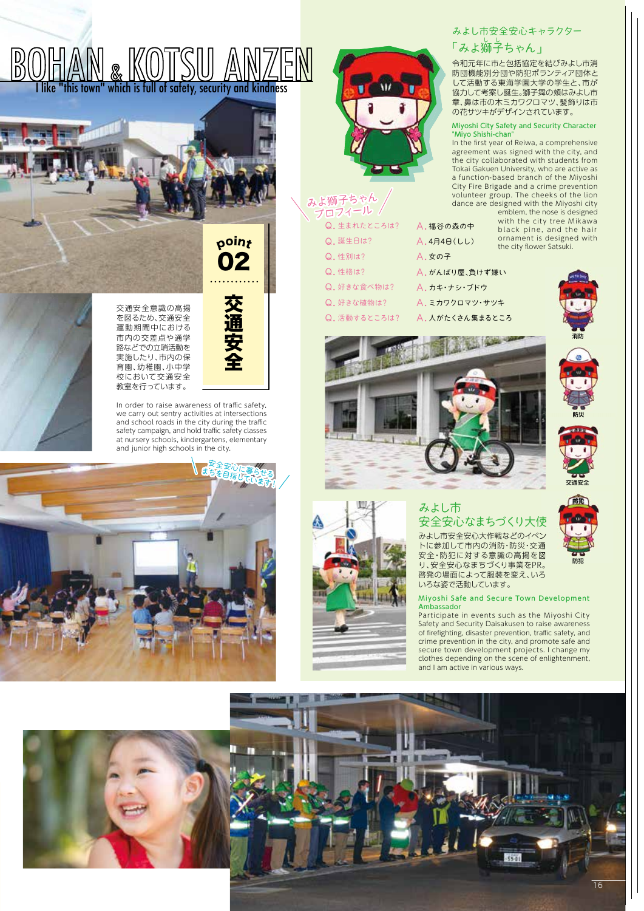# BOHAN & KOTSU ANZEN

I like "this town" which is full of safety, security and kindness

## point 02 交通安全

交通安全意識の高揚を図るため、交通安全運動期間中における市内の交差点や通学路などでの立哨活動を実施したり、市内の保育園、幼稚園、小中学校において交通安全教室を行っています。

In order to raise awareness of traffic safety, we carry out sentry activities at intersections and school roads in the city during the traffic safety campaign, and hold traffic safety classes at nursery schools, kindergartens, elementary and junior high schools in the city.

安全安心に暮らせるまちを目指しています!

## みよし市安全安心キャラクター「みよ獅子ちゃん」

令和元年に市と包括協定を結びみよし市消防団機能別分団や防犯ボランティア団体として活動する東海学園大学の学生と、市が協力して考案し誕生。獅子舞の頬はみよし市章、鼻は市の木ミカワクロマツ、髪飾りは市の花サツキがデザインされています。

**Miyoshi City Safety and Security Character "Miyo Shishi-chan"**

In the first year of Reiwa, a comprehensive agreement was signed with the city, and the city collaborated with students from Tokai Gakuen University, who are active as a function-based branch of the Miyoshi City Fire Brigade and a crime prevention volunteer group. The cheeks of the lion dance are designed with the Miyoshi city emblem, the nose is designed with the city tree Mikawa black pine, and the hair ornament is designed with the city flower Satsuki.

### みよ獅子ちゃんプロフィール

Q. 生まれたところは? A. 福谷の森の中

Q. 誕生日は? A. 4月4日(しし)

Q. 性別は? A. 女の子

Q. 性格は? A. がんばり屋、負けず嫌い

Q. 好きな食べ物は? A. カキ・ナシ・ブドウ

Q. 好きな植物は? A. ミカワクロマツ・サツキ

Q. 活動するところは? A. 人がたくさん集まるところ

消防

防災

交通安全

防犯

## みよし市安全安心なまちづくり大使

みよし市安全安心大作戦などのイベントに参加して市内の消防・防災・交通安全・防犯に対する意識の高揚を図り、安全安心なまちづくり事業をPR。啓発の場面によって服装を変え、いろいろな姿で活動しています。

**Miyoshi Safe and Secure Town Development Ambassador**

Participate in events such as the Miyoshi City Safety and Security Daisakusen to raise awareness of firefighting, disaster prevention, traffic safety, and crime prevention in the city, and promote safe and secure town development projects. I change my clothes depending on the scene of enlightenment, and I am active in various ways.